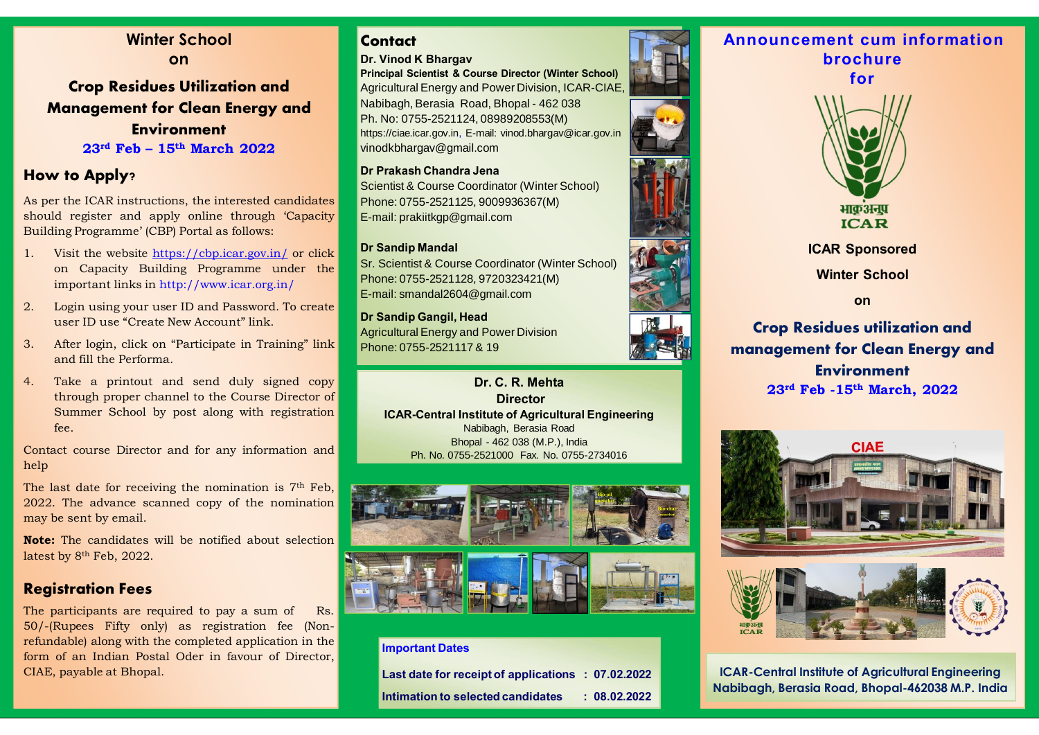# Winter School on

## Crop Residues Utilization and Management for Clean Energy and Environment

**23rd Feb – 15th March 2022**

## How to Apply?

As per the ICAR instructions, the interested candidates should register and apply online through 'Capacity Building Programme' (CBP) Portal as follows:

1. Visit the website https://cbp.icar.gov.in/ or click on Capacity Building Programme under the important links in http://www.icar.org.in/
2. Login using your user ID and Password. To create user ID use "Create New Account" link.
3. After login, click on "Participate in Training" link and fill the Performa.
4. Take a printout and send duly signed copy through proper channel to the Course Director of Summer School by post along with registration fee.

Contact course Director and for any information and help

The last date for receiving the nomination is 7th Feb, 2022. The advance scanned copy of the nomination may be sent by email.

**Note:** The candidates will be notified about selection latest by 8th Feb, 2022.

## Registration Fees

The participants are required to pay a sum of Rs. 50/-(Rupees Fifty only) as registration fee (Non-refundable) along with the completed application in the form of an Indian Postal Oder in favour of Director, CIAE, payable at Bhopal.

## Contact

**Dr. Vinod K Bhargav**
**Principal Scientist & Course Director (Winter School)**
Agricultural Energy and Power Division, ICAR-CIAE, Nabibagh, Berasia Road, Bhopal - 462 038
Ph. No: 0755-2521124, 08989208553(M)
https://ciae.icar.gov.in, E-mail: vinod.bhargav@icar.gov.in
vinodkbhargav@gmail.com

**Dr Prakash Chandra Jena**
Scientist & Course Coordinator (Winter School)
Phone: 0755-2521125, 9009936367(M)
E-mail: prakiitkgp@gmail.com

**Dr Sandip Mandal**
Sr. Scientist & Course Coordinator (Winter School)
Phone: 0755-2521128, 9720323421(M)
E-mail: smandal2604@gmail.com

**Dr Sandip Gangil, Head**
Agricultural Energy and Power Division
Phone: 0755-2521117 & 19

**Dr. C. R. Mehta**
**Director**
**ICAR-Central Institute of Agricultural Engineering**
Nabibagh, Berasia Road
Bhopal - 462 038 (M.P.), India
Ph. No. 0755-2521000 Fax. No. 0755-2734016

**Important Dates**

| | |
|---|---|
| Last date for receipt of applications | : 07.02.2022 |
| Intimation to selected candidates | : 08.02.2022 |

## Announcement cum information brochure for

भाकृअनुप
ICAR

**ICAR Sponsored**

**Winter School**

**on**

## Crop Residues utilization and management for Clean Energy and Environment

**23rd Feb -15th March, 2022**

**ICAR-Central Institute of Agricultural Engineering**
**Nabibagh, Berasia Road, Bhopal-462038 M.P. India**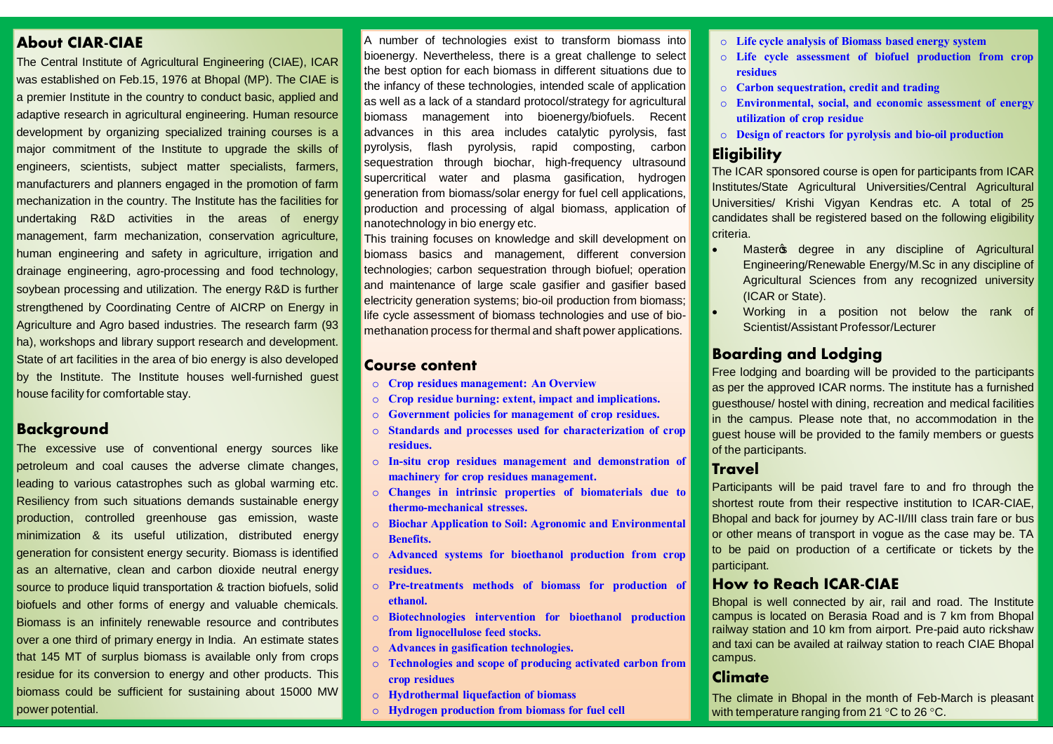## About CIAR-CIAE

The Central Institute of Agricultural Engineering (CIAE), ICAR was established on Feb.15, 1976 at Bhopal (MP). The CIAE is a premier Institute in the country to conduct basic, applied and adaptive research in agricultural engineering. Human resource development by organizing specialized training courses is a major commitment of the Institute to upgrade the skills of engineers, scientists, subject matter specialists, farmers, manufacturers and planners engaged in the promotion of farm mechanization in the country. The Institute has the facilities for undertaking R&D activities in the areas of energy management, farm mechanization, conservation agriculture, human engineering and safety in agriculture, irrigation and drainage engineering, agro-processing and food technology, soybean processing and utilization. The energy R&D is further strengthened by Coordinating Centre of AICRP on Energy in Agriculture and Agro based industries. The research farm (93 ha), workshops and library support research and development. State of art facilities in the area of bio energy is also developed by the Institute. The Institute houses well-furnished guest house facility for comfortable stay.

## Background

The excessive use of conventional energy sources like petroleum and coal causes the adverse climate changes, leading to various catastrophes such as global warming etc. Resiliency from such situations demands sustainable energy production, controlled greenhouse gas emission, waste minimization & its useful utilization, distributed energy generation for consistent energy security. Biomass is identified as an alternative, clean and carbon dioxide neutral energy source to produce liquid transportation & traction biofuels, solid biofuels and other forms of energy and valuable chemicals. Biomass is an infinitely renewable resource and contributes over a one third of primary energy in India. An estimate states that 145 MT of surplus biomass is available only from crops residue for its conversion to energy and other products. This biomass could be sufficient for sustaining about 15000 MW power potential.

A number of technologies exist to transform biomass into bioenergy. Nevertheless, there is a great challenge to select the best option for each biomass in different situations due to the infancy of these technologies, intended scale of application as well as a lack of a standard protocol/strategy for agricultural biomass management into bioenergy/biofuels. Recent advances in this area includes catalytic pyrolysis, fast pyrolysis, flash pyrolysis, rapid composting, carbon sequestration through biochar, high-frequency ultrasound supercritical water and plasma gasification, hydrogen generation from biomass/solar energy for fuel cell applications, production and processing of algal biomass, application of nanotechnology in bio energy etc.

This training focuses on knowledge and skill development on biomass basics and management, different conversion technologies; carbon sequestration through biofuel; operation and maintenance of large scale gasifier and gasifier based electricity generation systems; bio-oil production from biomass; life cycle assessment of biomass technologies and use of bio-methanation process for thermal and shaft power applications.

## Course content

- **Crop residues management: An Overview**
- **Crop residue burning: extent, impact and implications.**
- **Government policies for management of crop residues.**
- **Standards and processes used for characterization of crop residues.**
- **In-situ crop residues management and demonstration of machinery for crop residues management.**
- **Changes in intrinsic properties of biomaterials due to thermo-mechanical stresses.**
- **Biochar Application to Soil: Agronomic and Environmental Benefits.**
- **Advanced systems for bioethanol production from crop residues.**
- **Pre-treatments methods of biomass for production of ethanol.**
- **Biotechnologies intervention for bioethanol production from lignocellulose feed stocks.**
- **Advances in gasification technologies.**
- **Technologies and scope of producing activated carbon from crop residues**
- **Hydrothermal liquefaction of biomass**
- **Hydrogen production from biomass for fuel cell**
- **Life cycle analysis of Biomass based energy system**
- **Life cycle assessment of biofuel production from crop residues**
- **Carbon sequestration, credit and trading**
- **Environmental, social, and economic assessment of energy utilization of crop residue**
- **Design of reactors for pyrolysis and bio-oil production**

## Eligibility

The ICAR sponsored course is open for participants from ICAR Institutes/State Agricultural Universities/Central Agricultural Universities/ Krishi Vigyan Kendras etc. A total of 25 candidates shall be registered based on the following eligibility criteria.

- Master's degree in any discipline of Agricultural Engineering/Renewable Energy/M.Sc in any discipline of Agricultural Sciences from any recognized university (ICAR or State).
- Working in a position not below the rank of Scientist/Assistant Professor/Lecturer

## Boarding and Lodging

Free lodging and boarding will be provided to the participants as per the approved ICAR norms. The institute has a furnished guesthouse/ hostel with dining, recreation and medical facilities in the campus. Please note that, no accommodation in the guest house will be provided to the family members or guests of the participants.

## Travel

Participants will be paid travel fare to and fro through the shortest route from their respective institution to ICAR-CIAE, Bhopal and back for journey by AC-II/III class train fare or bus or other means of transport in vogue as the case may be. TA to be paid on production of a certificate or tickets by the participant.

## How to Reach ICAR-CIAE

Bhopal is well connected by air, rail and road. The Institute campus is located on Berasia Road and is 7 km from Bhopal railway station and 10 km from airport. Pre-paid auto rickshaw and taxi can be availed at railway station to reach CIAE Bhopal campus.

## Climate

The climate in Bhopal in the month of Feb-March is pleasant with temperature ranging from 21 °C to 26 °C.